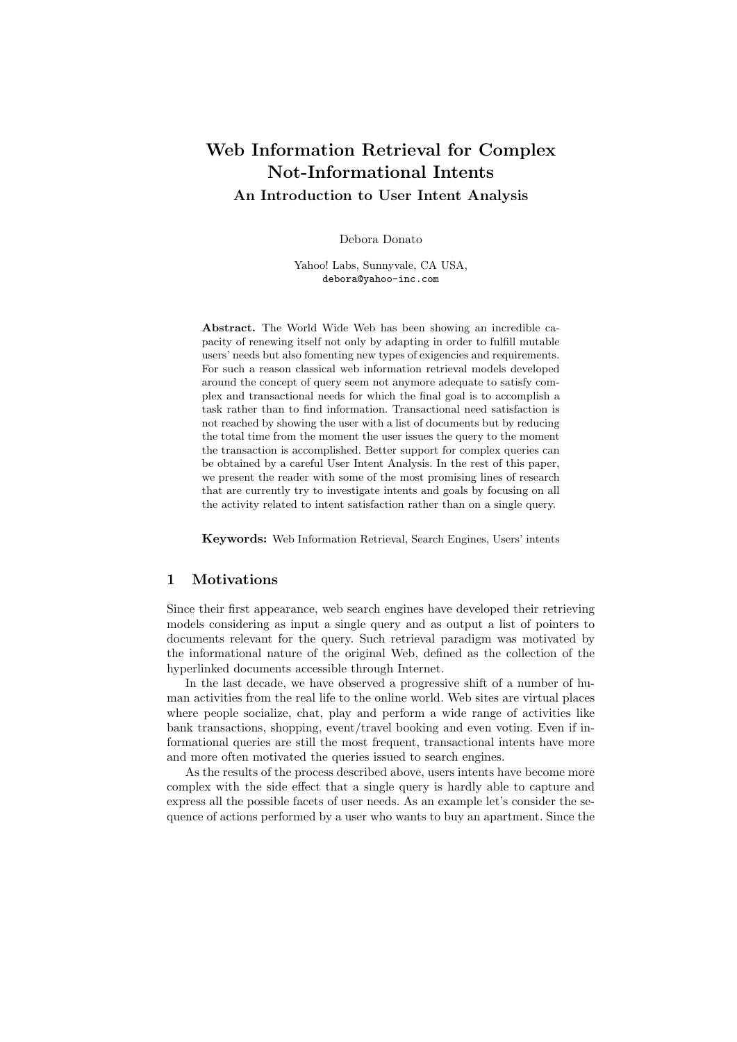# Web Information Retrieval for Complex Not-Informational Intents

## An Introduction to User Intent Analysis

Debora Donato

Yahoo! Labs, Sunnyvale, CA USA,
debora@yahoo-inc.com

**Abstract.** The World Wide Web has been showing an incredible capacity of renewing itself not only by adapting in order to fulfill mutable users' needs but also fomenting new types of exigencies and requirements. For such a reason classical web information retrieval models developed around the concept of query seem not anymore adequate to satisfy complex and transactional needs for which the final goal is to accomplish a task rather than to find information. Transactional need satisfaction is not reached by showing the user with a list of documents but by reducing the total time from the moment the user issues the query to the moment the transaction is accomplished. Better support for complex queries can be obtained by a careful User Intent Analysis. In the rest of this paper, we present the reader with some of the most promising lines of research that are currently try to investigate intents and goals by focusing on all the activity related to intent satisfaction rather than on a single query.

**Keywords:** Web Information Retrieval, Search Engines, Users' intents

## 1 Motivations

Since their first appearance, web search engines have developed their retrieving models considering as input a single query and as output a list of pointers to documents relevant for the query. Such retrieval paradigm was motivated by the informational nature of the original Web, defined as the collection of the hyperlinked documents accessible through Internet.

In the last decade, we have observed a progressive shift of a number of human activities from the real life to the online world. Web sites are virtual places where people socialize, chat, play and perform a wide range of activities like bank transactions, shopping, event/travel booking and even voting. Even if informational queries are still the most frequent, transactional intents have more and more often motivated the queries issued to search engines.

As the results of the process described above, users intents have become more complex with the side effect that a single query is hardly able to capture and express all the possible facets of user needs. As an example let's consider the sequence of actions performed by a user who wants to buy an apartment. Since the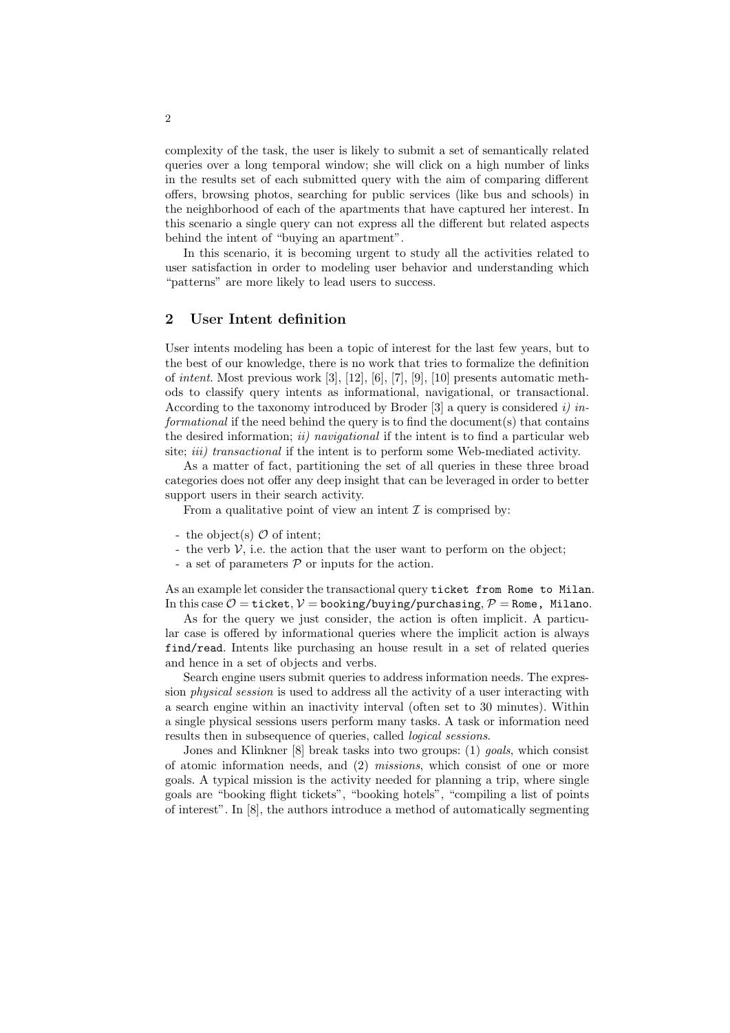complexity of the task, the user is likely to submit a set of semantically related queries over a long temporal window; she will click on a high number of links in the results set of each submitted query with the aim of comparing different offers, browsing photos, searching for public services (like bus and schools) in the neighborhood of each of the apartments that have captured her interest. In this scenario a single query can not express all the different but related aspects behind the intent of "buying an apartment".

In this scenario, it is becoming urgent to study all the activities related to user satisfaction in order to modeling user behavior and understanding which "patterns" are more likely to lead users to success.

## 2 User Intent definition

User intents modeling has been a topic of interest for the last few years, but to the best of our knowledge, there is no work that tries to formalize the definition of *intent*. Most previous work [3], [12], [6], [7], [9], [10] presents automatic methods to classify query intents as informational, navigational, or transactional. According to the taxonomy introduced by Broder [3] a query is considered *i) informational* if the need behind the query is to find the document(s) that contains the desired information; *ii) navigational* if the intent is to find a particular web site; *iii) transactional* if the intent is to perform some Web-mediated activity.

As a matter of fact, partitioning the set of all queries in these three broad categories does not offer any deep insight that can be leveraged in order to better support users in their search activity.

From a qualitative point of view an intent $\mathcal{I}$ is comprised by:

- the object(s) $\mathcal{O}$ of intent;
- the verb $\mathcal{V}$, i.e. the action that the user want to perform on the object;
- a set of parameters $\mathcal{P}$ or inputs for the action.

As an example let consider the transactional query `ticket from Rome to Milan`. In this case $\mathcal{O} =$ `ticket`, $\mathcal{V} =$ `booking/buying/purchasing`, $\mathcal{P} =$ `Rome, Milano`.

As for the query we just consider, the action is often implicit. A particular case is offered by informational queries where the implicit action is always `find/read`. Intents like purchasing an house result in a set of related queries and hence in a set of objects and verbs.

Search engine users submit queries to address information needs. The expression *physical session* is used to address all the activity of a user interacting with a search engine within an inactivity interval (often set to 30 minutes). Within a single physical sessions users perform many tasks. A task or information need results then in subsequence of queries, called *logical sessions*.

Jones and Klinkner [8] break tasks into two groups: (1) *goals*, which consist of atomic information needs, and (2) *missions*, which consist of one or more goals. A typical mission is the activity needed for planning a trip, where single goals are "booking flight tickets", "booking hotels", "compiling a list of points of interest". In [8], the authors introduce a method of automatically segmenting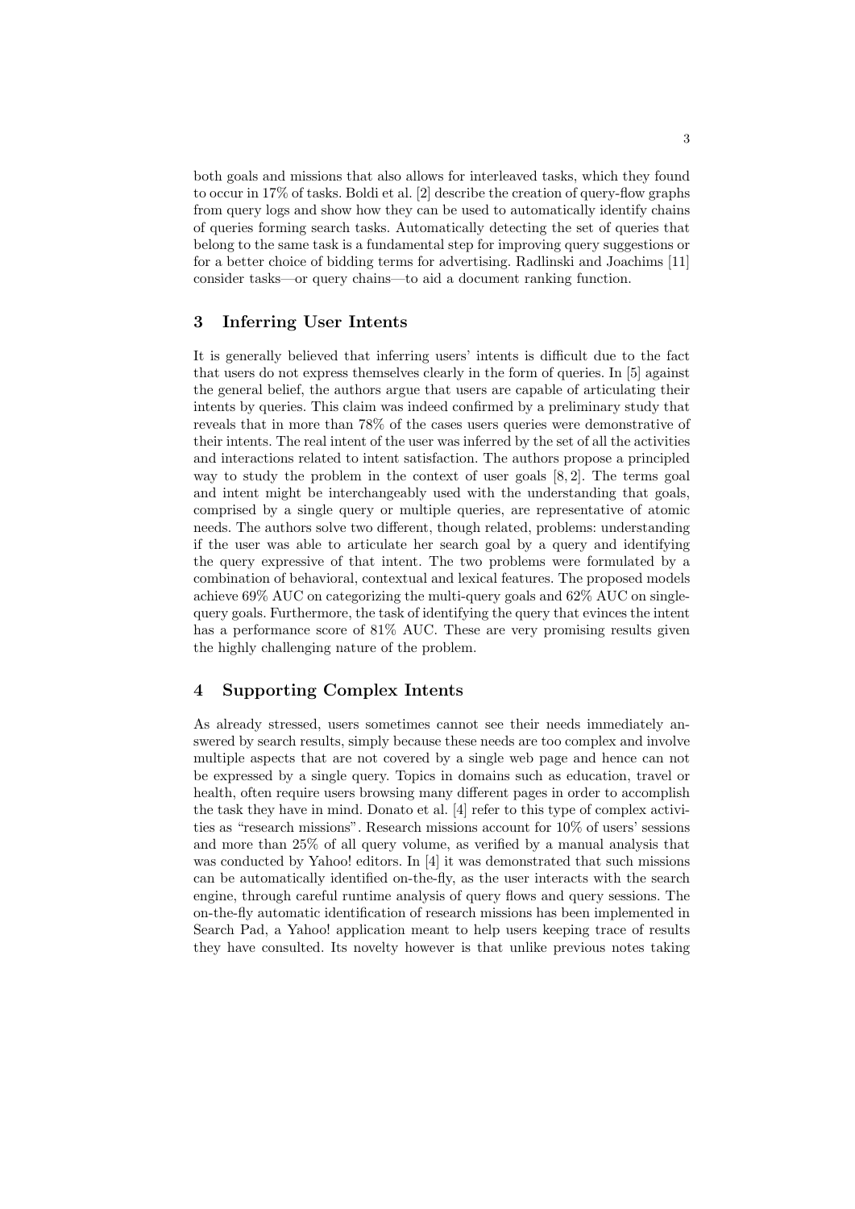both goals and missions that also allows for interleaved tasks, which they found to occur in 17% of tasks. Boldi et al. [2] describe the creation of query-flow graphs from query logs and show how they can be used to automatically identify chains of queries forming search tasks. Automatically detecting the set of queries that belong to the same task is a fundamental step for improving query suggestions or for a better choice of bidding terms for advertising. Radlinski and Joachims [11] consider tasks—or query chains—to aid a document ranking function.

## 3 Inferring User Intents

It is generally believed that inferring users' intents is difficult due to the fact that users do not express themselves clearly in the form of queries. In [5] against the general belief, the authors argue that users are capable of articulating their intents by queries. This claim was indeed confirmed by a preliminary study that reveals that in more than 78% of the cases users queries were demonstrative of their intents. The real intent of the user was inferred by the set of all the activities and interactions related to intent satisfaction. The authors propose a principled way to study the problem in the context of user goals [8, 2]. The terms goal and intent might be interchangeably used with the understanding that goals, comprised by a single query or multiple queries, are representative of atomic needs. The authors solve two different, though related, problems: understanding if the user was able to articulate her search goal by a query and identifying the query expressive of that intent. The two problems were formulated by a combination of behavioral, contextual and lexical features. The proposed models achieve 69% AUC on categorizing the multi-query goals and 62% AUC on single-query goals. Furthermore, the task of identifying the query that evinces the intent has a performance score of 81% AUC. These are very promising results given the highly challenging nature of the problem.

## 4 Supporting Complex Intents

As already stressed, users sometimes cannot see their needs immediately answered by search results, simply because these needs are too complex and involve multiple aspects that are not covered by a single web page and hence can not be expressed by a single query. Topics in domains such as education, travel or health, often require users browsing many different pages in order to accomplish the task they have in mind. Donato et al. [4] refer to this type of complex activities as "research missions". Research missions account for 10% of users' sessions and more than 25% of all query volume, as verified by a manual analysis that was conducted by Yahoo! editors. In [4] it was demonstrated that such missions can be automatically identified on-the-fly, as the user interacts with the search engine, through careful runtime analysis of query flows and query sessions. The on-the-fly automatic identification of research missions has been implemented in Search Pad, a Yahoo! application meant to help users keeping trace of results they have consulted. Its novelty however is that unlike previous notes taking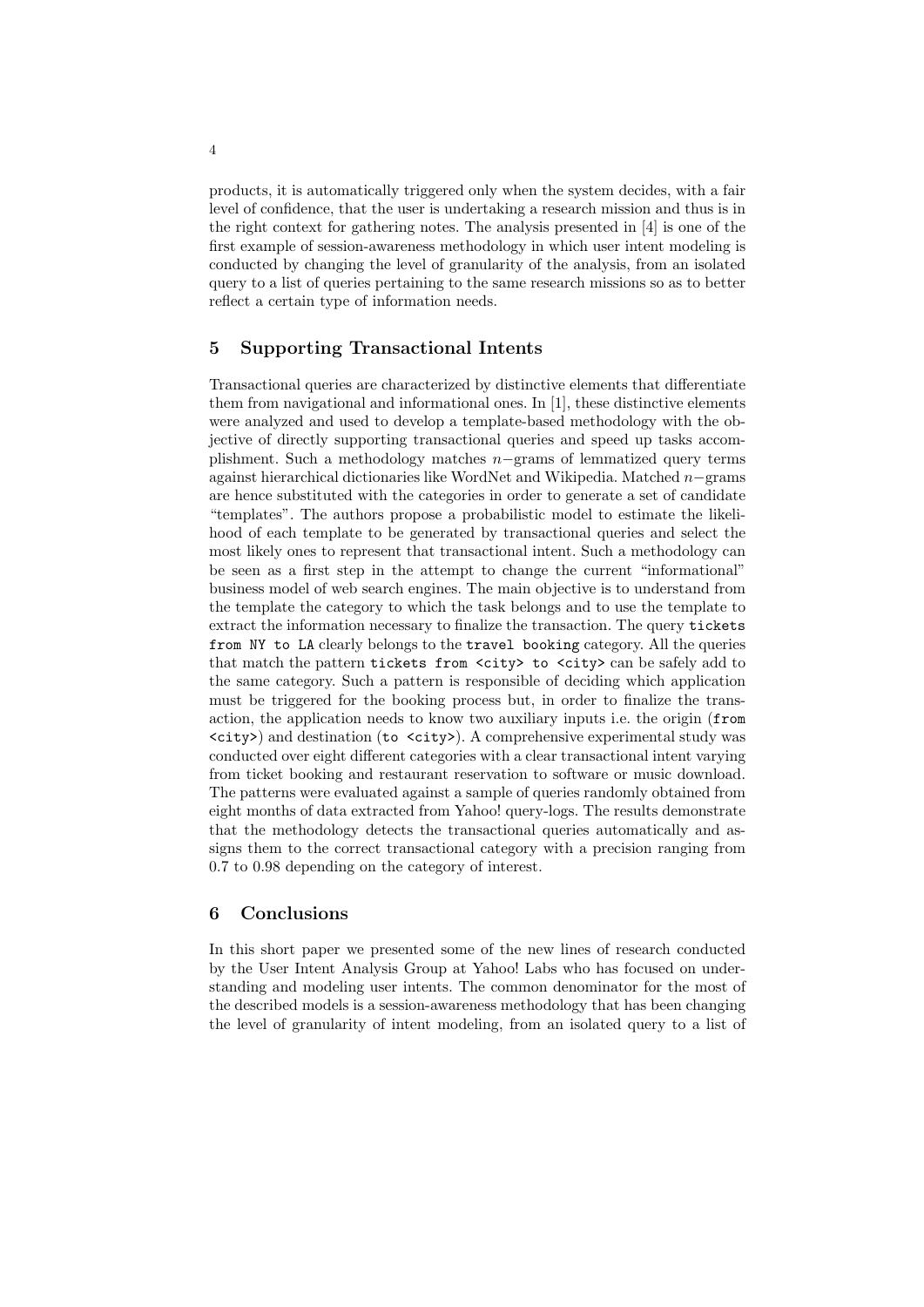products, it is automatically triggered only when the system decides, with a fair level of confidence, that the user is undertaking a research mission and thus is in the right context for gathering notes. The analysis presented in [4] is one of the first example of session-awareness methodology in which user intent modeling is conducted by changing the level of granularity of the analysis, from an isolated query to a list of queries pertaining to the same research missions so as to better reflect a certain type of information needs.

## 5 Supporting Transactional Intents

Transactional queries are characterized by distinctive elements that differentiate them from navigational and informational ones. In [1], these distinctive elements were analyzed and used to develop a template-based methodology with the objective of directly supporting transactional queries and speed up tasks accomplishment. Such a methodology matches $n-$grams of lemmatized query terms against hierarchical dictionaries like WordNet and Wikipedia. Matched $n-$grams are hence substituted with the categories in order to generate a set of candidate "templates". The authors propose a probabilistic model to estimate the likelihood of each template to be generated by transactional queries and select the most likely ones to represent that transactional intent. Such a methodology can be seen as a first step in the attempt to change the current "informational" business model of web search engines. The main objective is to understand from the template the category to which the task belongs and to use the template to extract the information necessary to finalize the transaction. The query `tickets from NY to LA` clearly belongs to the `travel booking` category. All the queries that match the pattern `tickets from <city> to <city>` can be safely add to the same category. Such a pattern is responsible of deciding which application must be triggered for the booking process but, in order to finalize the transaction, the application needs to know two auxiliary inputs i.e. the origin (`from <city>`) and destination (`to <city>`). A comprehensive experimental study was conducted over eight different categories with a clear transactional intent varying from ticket booking and restaurant reservation to software or music download. The patterns were evaluated against a sample of queries randomly obtained from eight months of data extracted from Yahoo! query-logs. The results demonstrate that the methodology detects the transactional queries automatically and assigns them to the correct transactional category with a precision ranging from 0.7 to 0.98 depending on the category of interest.

## 6 Conclusions

In this short paper we presented some of the new lines of research conducted by the User Intent Analysis Group at Yahoo! Labs who has focused on understanding and modeling user intents. The common denominator for the most of the described models is a session-awareness methodology that has been changing the level of granularity of intent modeling, from an isolated query to a list of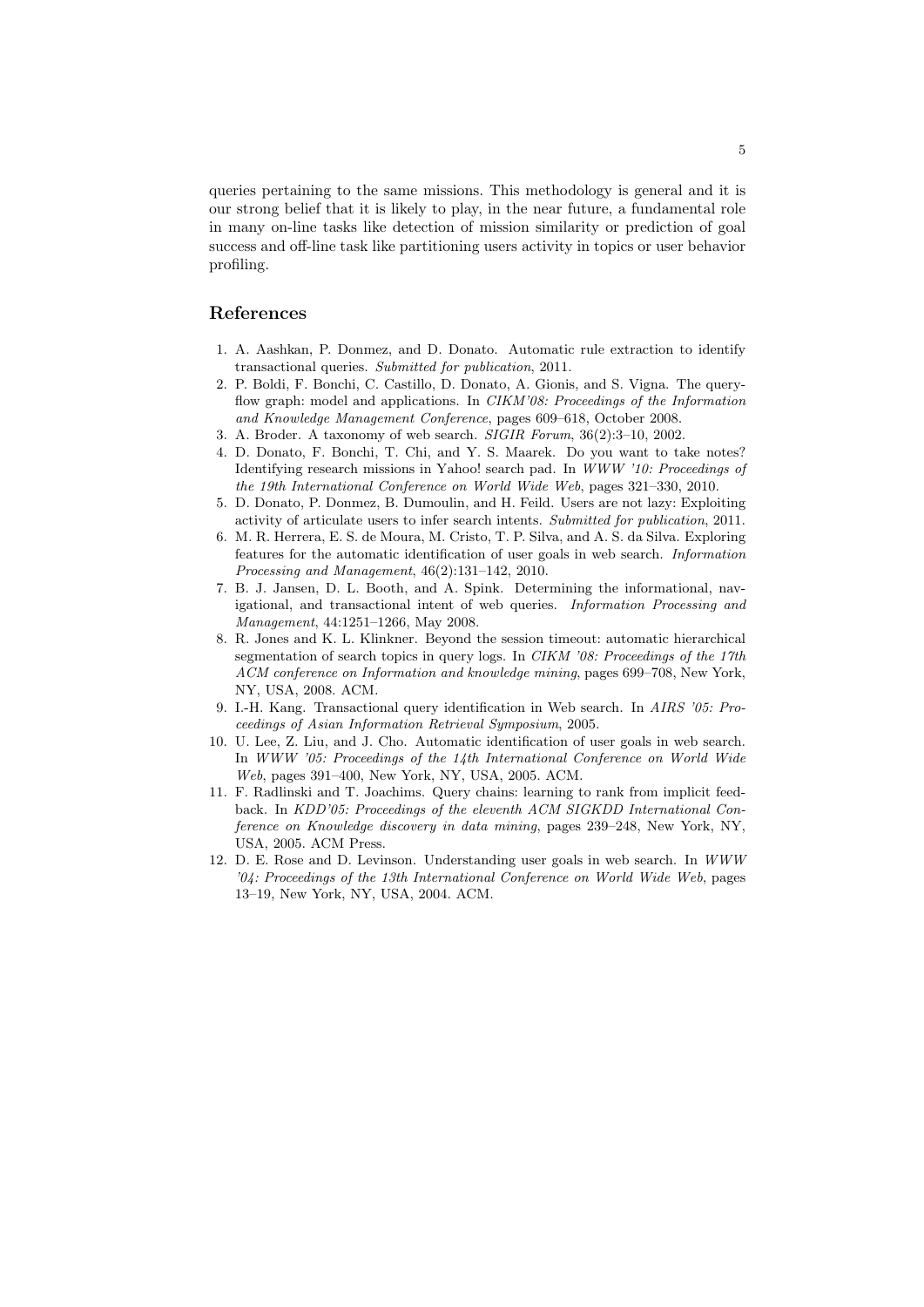queries pertaining to the same missions. This methodology is general and it is our strong belief that it is likely to play, in the near future, a fundamental role in many on-line tasks like detection of mission similarity or prediction of goal success and off-line task like partitioning users activity in topics or user behavior profiling.

## References

1. A. Aashkan, P. Donmez, and D. Donato. Automatic rule extraction to identify transactional queries. *Submitted for publication*, 2011.
2. P. Boldi, F. Bonchi, C. Castillo, D. Donato, A. Gionis, and S. Vigna. The query-flow graph: model and applications. In *CIKM'08: Proceedings of the Information and Knowledge Management Conference*, pages 609–618, October 2008.
3. A. Broder. A taxonomy of web search. *SIGIR Forum*, 36(2):3–10, 2002.
4. D. Donato, F. Bonchi, T. Chi, and Y. S. Maarek. Do you want to take notes? Identifying research missions in Yahoo! search pad. In *WWW '10: Proceedings of the 19th International Conference on World Wide Web*, pages 321–330, 2010.
5. D. Donato, P. Donmez, B. Dumoulin, and H. Feild. Users are not lazy: Exploiting activity of articulate users to infer search intents. *Submitted for publication*, 2011.
6. M. R. Herrera, E. S. de Moura, M. Cristo, T. P. Silva, and A. S. da Silva. Exploring features for the automatic identification of user goals in web search. *Information Processing and Management*, 46(2):131–142, 2010.
7. B. J. Jansen, D. L. Booth, and A. Spink. Determining the informational, navigational, and transactional intent of web queries. *Information Processing and Management*, 44:1251–1266, May 2008.
8. R. Jones and K. L. Klinkner. Beyond the session timeout: automatic hierarchical segmentation of search topics in query logs. In *CIKM '08: Proceedings of the 17th ACM conference on Information and knowledge mining*, pages 699–708, New York, NY, USA, 2008. ACM.
9. I.-H. Kang. Transactional query identification in Web search. In *AIRS '05: Proceedings of Asian Information Retrieval Symposium*, 2005.
10. U. Lee, Z. Liu, and J. Cho. Automatic identification of user goals in web search. In *WWW '05: Proceedings of the 14th International Conference on World Wide Web*, pages 391–400, New York, NY, USA, 2005. ACM.
11. F. Radlinski and T. Joachims. Query chains: learning to rank from implicit feedback. In *KDD'05: Proceedings of the eleventh ACM SIGKDD International Conference on Knowledge discovery in data mining*, pages 239–248, New York, NY, USA, 2005. ACM Press.
12. D. E. Rose and D. Levinson. Understanding user goals in web search. In *WWW '04: Proceedings of the 13th International Conference on World Wide Web*, pages 13–19, New York, NY, USA, 2004. ACM.